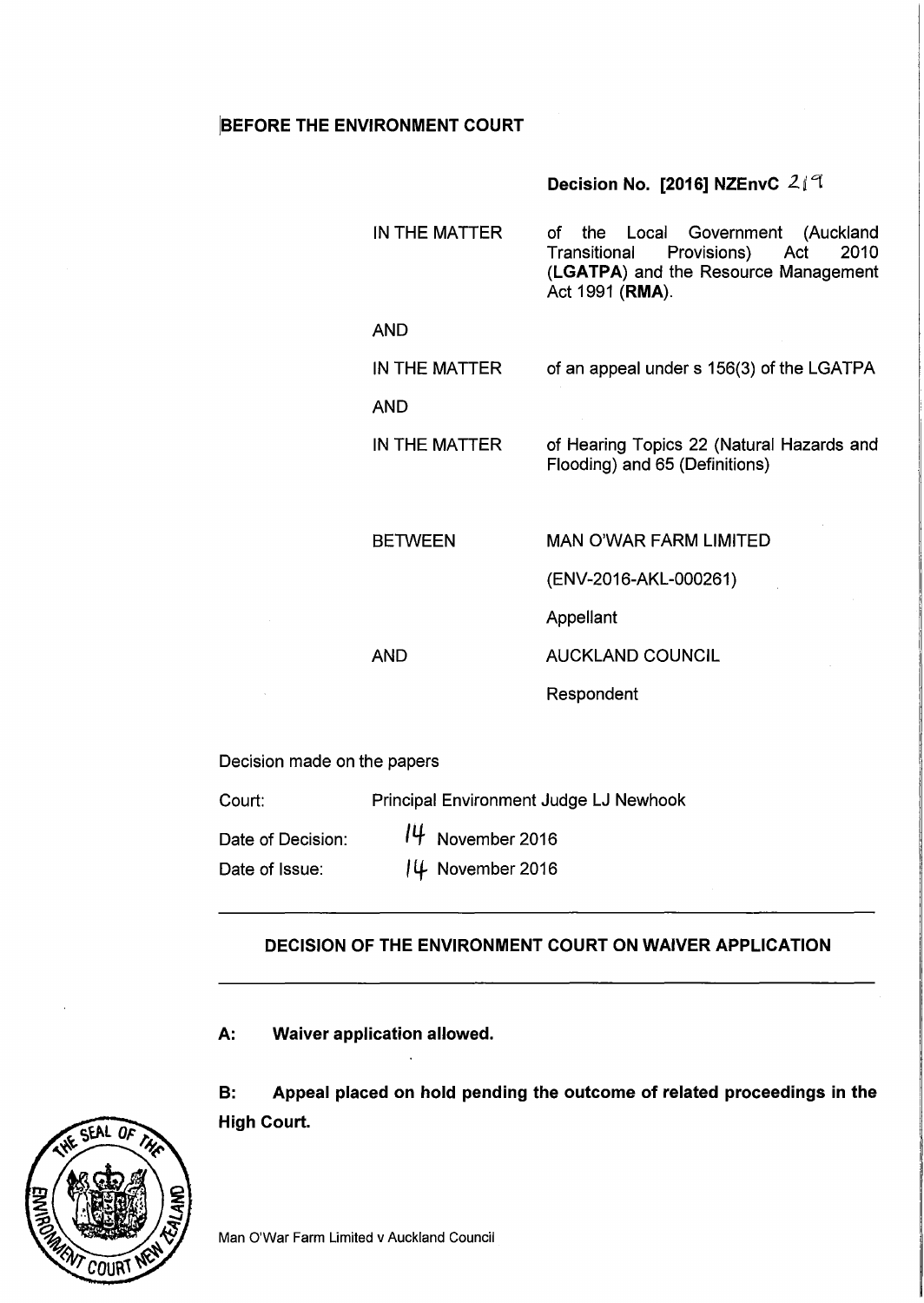**BEFORE THE ENVIRONMENT COURT**

**Decision No. [2016] NZEnvC 219**

| | |
|---|---|
| IN THE MATTER | of the Local Government (Auckland Transitional Provisions) Act 2010 (**LGATPA**) and the Resource Management Act 1991 (**RMA**). |
| AND | |
| IN THE MATTER | of an appeal under s 156(3) of the LGATPA |
| AND | |
| IN THE MATTER | of Hearing Topics 22 (Natural Hazards and Flooding) and 65 (Definitions) |
| BETWEEN | MAN O'WAR FARM LIMITED |
| | (ENV-2016-AKL-000261) |
| | Appellant |
| AND | AUCKLAND COUNCIL |
| | Respondent |

Decision made on the papers

| | |
|---|---|
| Court: | Principal Environment Judge LJ Newhook |
| Date of Decision: | 14 November 2016 |
| Date of Issue: | 14 November 2016 |

---

**DECISION OF THE ENVIRONMENT COURT ON WAIVER APPLICATION**

---

**A: Waiver application allowed.**

**B: Appeal placed on hold pending the outcome of related proceedings in the High Court.**

Man O'War Farm Limited v Auckland Council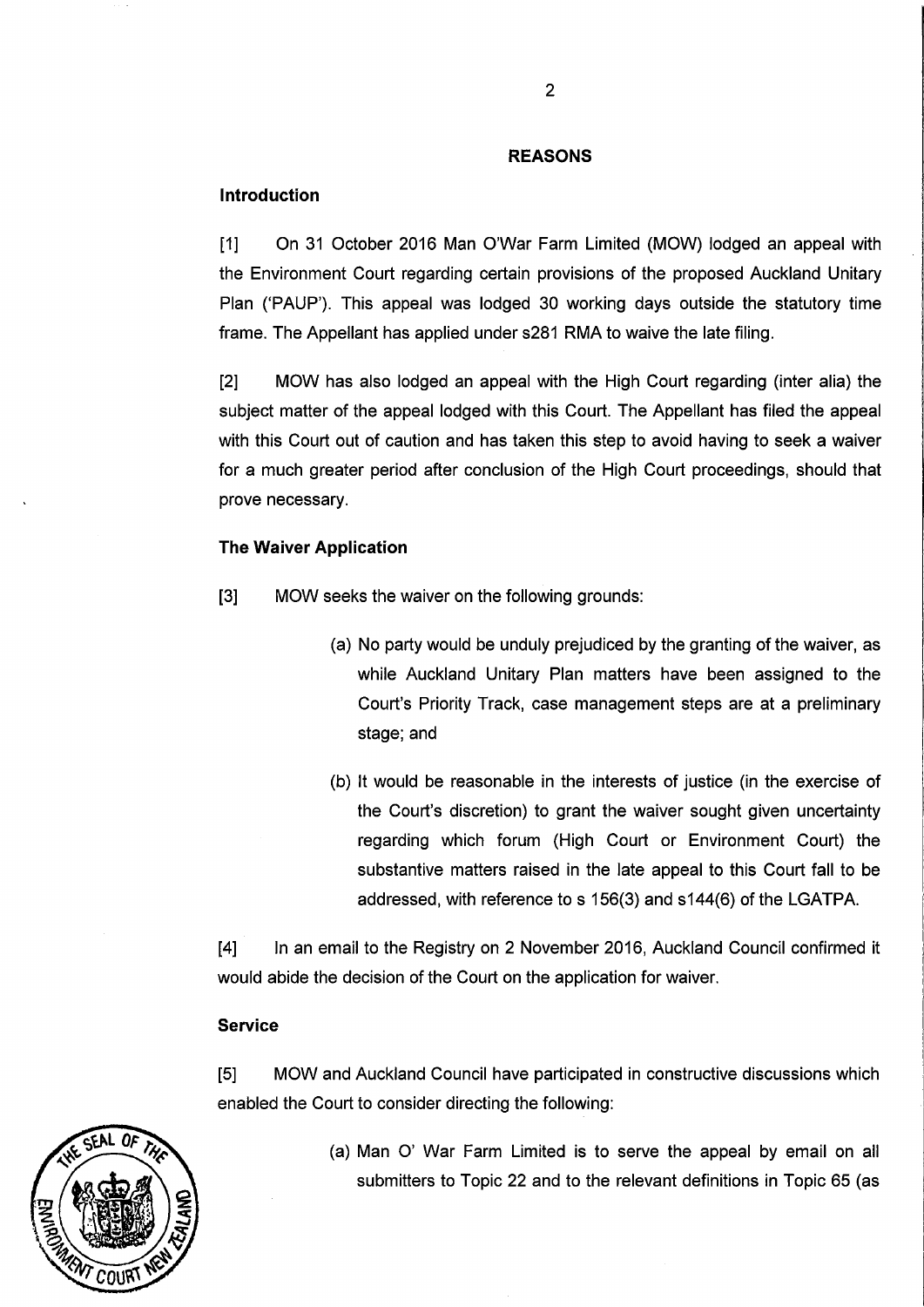## REASONS

### Introduction

[1] On 31 October 2016 Man O'War Farm Limited (MOW) lodged an appeal with the Environment Court regarding certain provisions of the proposed Auckland Unitary Plan ('PAUP'). This appeal was lodged 30 working days outside the statutory time frame. The Appellant has applied under s281 RMA to waive the late filing.

[2] MOW has also lodged an appeal with the High Court regarding (inter alia) the subject matter of the appeal lodged with this Court. The Appellant has filed the appeal with this Court out of caution and has taken this step to avoid having to seek a waiver for a much greater period after conclusion of the High Court proceedings, should that prove necessary.

### The Waiver Application

[3] MOW seeks the waiver on the following grounds:

(a) No party would be unduly prejudiced by the granting of the waiver, as while Auckland Unitary Plan matters have been assigned to the Court's Priority Track, case management steps are at a preliminary stage; and

(b) It would be reasonable in the interests of justice (in the exercise of the Court's discretion) to grant the waiver sought given uncertainty regarding which forum (High Court or Environment Court) the substantive matters raised in the late appeal to this Court fall to be addressed, with reference to s 156(3) and s144(6) of the LGATPA.

[4] In an email to the Registry on 2 November 2016, Auckland Council confirmed it would abide the decision of the Court on the application for waiver.

### Service

[5] MOW and Auckland Council have participated in constructive discussions which enabled the Court to consider directing the following:

(a) Man O' War Farm Limited is to serve the appeal by email on all submitters to Topic 22 and to the relevant definitions in Topic 65 (as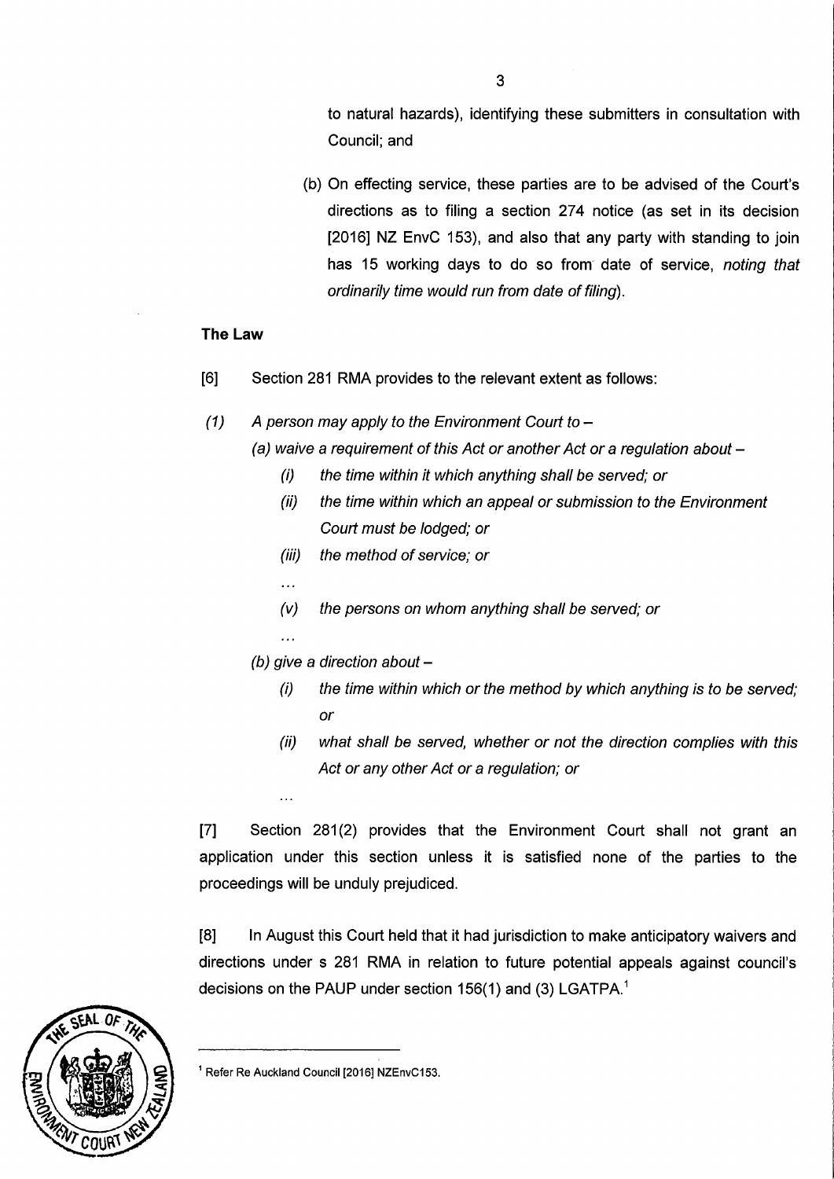to natural hazards), identifying these submitters in consultation with Council; and

(b) On effecting service, these parties are to be advised of the Court's directions as to filing a section 274 notice (as set in its decision [2016] NZ EnvC 153), and also that any party with standing to join has 15 working days to do so from date of service, *noting that ordinarily time would run from date of filing*).

**The Law**

[6] Section 281 RMA provides to the relevant extent as follows:

*(1) A person may apply to the Environment Court to –*

*(a) waive a requirement of this Act or another Act or a regulation about –*

*(i) the time within it which anything shall be served; or*

*(ii) the time within which an appeal or submission to the Environment Court must be lodged; or*

*(iii) the method of service; or*

*...*

*(v) the persons on whom anything shall be served; or*

*...*

*(b) give a direction about –*

*(i) the time within which or the method by which anything is to be served; or*

*(ii) what shall be served, whether or not the direction complies with this Act or any other Act or a regulation; or*

*...*

[7] Section 281(2) provides that the Environment Court shall not grant an application under this section unless it is satisfied none of the parties to the proceedings will be unduly prejudiced.

[8] In August this Court held that it had jurisdiction to make anticipatory waivers and directions under s 281 RMA in relation to future potential appeals against council's decisions on the PAUP under section 156(1) and (3) LGATPA.[1]

[1] Refer Re Auckland Council [2016] NZEnvC153.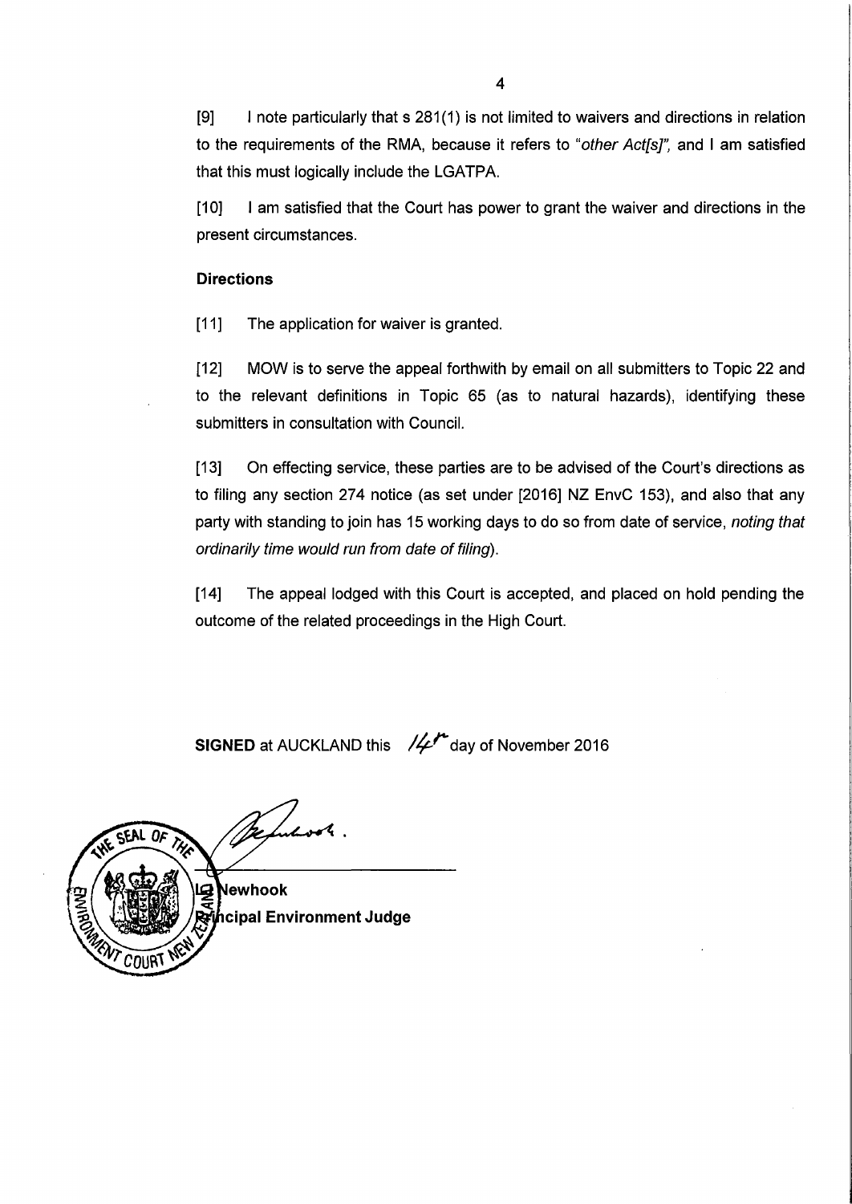[9] I note particularly that s 281(1) is not limited to waivers and directions in relation to the requirements of the RMA, because it refers to *"other Act[s]"*, and I am satisfied that this must logically include the LGATPA.

[10] I am satisfied that the Court has power to grant the waiver and directions in the present circumstances.

**Directions**

[11] The application for waiver is granted.

[12] MOW is to serve the appeal forthwith by email on all submitters to Topic 22 and to the relevant definitions in Topic 65 (as to natural hazards), identifying these submitters in consultation with Council.

[13] On effecting service, these parties are to be advised of the Court's directions as to filing any section 274 notice (as set under [2016] NZ EnvC 153), and also that any party with standing to join has 15 working days to do so from date of service, *noting that ordinarily time would run from date of filing*).

[14] The appeal lodged with this Court is accepted, and placed on hold pending the outcome of the related proceedings in the High Court.

**SIGNED** at AUCKLAND this 14th day of November 2016

**LJ Newhook**
**Principal Environment Judge**